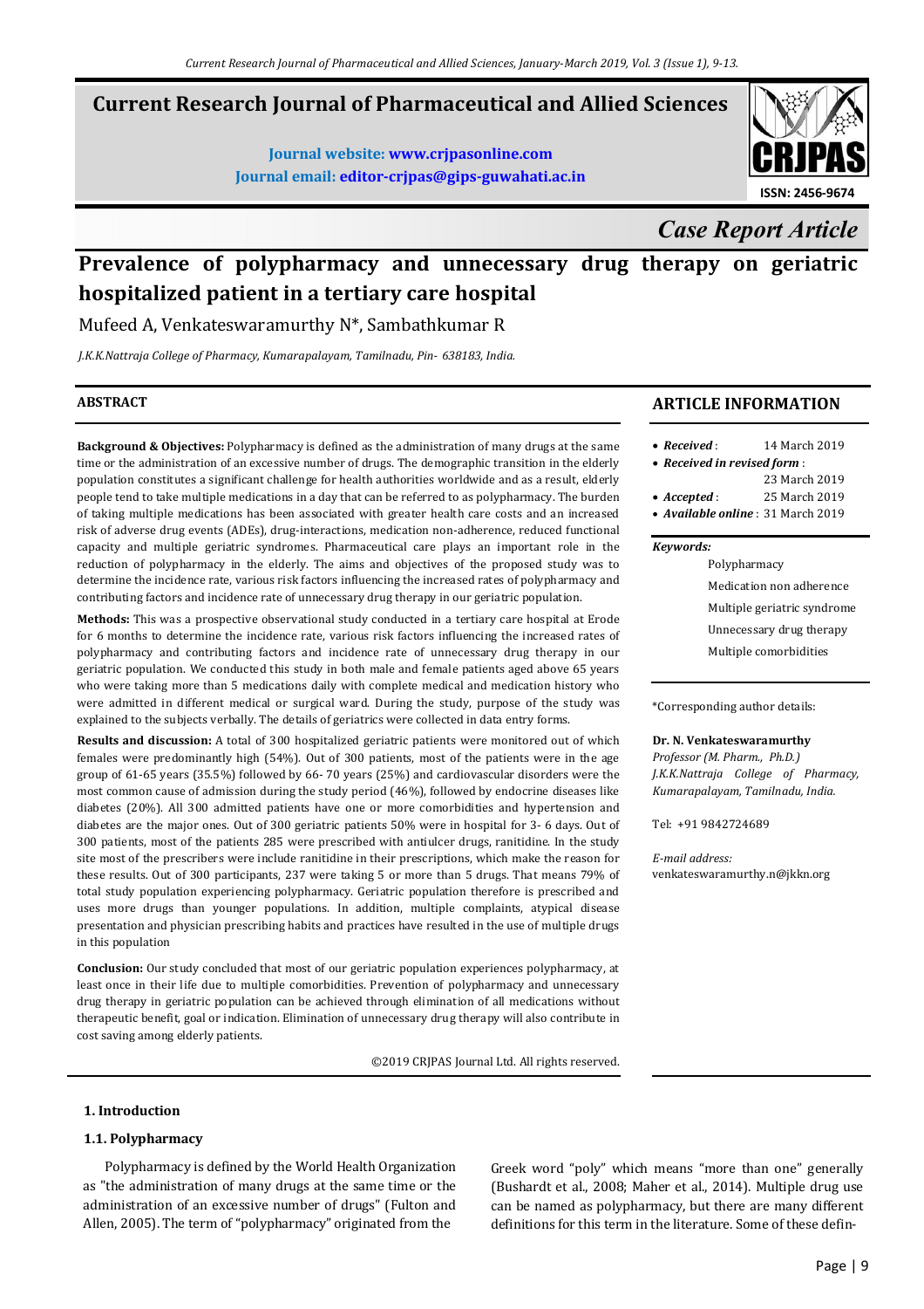# Current Research Journal of Pharmaceutical and Allied Sciences

**Journal website: www.crjpasonline.com**
**Journal email: editor-crjpas@gips-guwahati.ac.in**

ISSN: 2456-9674

*Case Report Article*

# Prevalence of polypharmacy and unnecessary drug therapy on geriatric hospitalized patient in a tertiary care hospital

Mufeed A, Venkateswaramurthy N*, Sambathkumar R

*J.K.K.Nattraja College of Pharmacy, Kumarapalayam, Tamilnadu, Pin- 638183, India.*

## ABSTRACT

**Background & Objectives:** Polypharmacy is defined as the administration of many drugs at the same time or the administration of an excessive number of drugs. The demographic transition in the elderly population constitutes a significant challenge for health authorities worldwide and as a result, elderly people tend to take multiple medications in a day that can be referred to as polypharmacy. The burden of taking multiple medications has been associated with greater health care costs and an increased risk of adverse drug events (ADEs), drug-interactions, medication non-adherence, reduced functional capacity and multiple geriatric syndromes. Pharmaceutical care plays an important role in the reduction of polypharmacy in the elderly. The aims and objectives of the proposed study was to determine the incidence rate, various risk factors influencing the increased rates of polypharmacy and contributing factors and incidence rate of unnecessary drug therapy in our geriatric population.

**Methods:** This was a prospective observational study conducted in a tertiary care hospital at Erode for 6 months to determine the incidence rate, various risk factors influencing the increased rates of polypharmacy and contributing factors and incidence rate of unnecessary drug therapy in our geriatric population. We conducted this study in both male and female patients aged above 65 years who were taking more than 5 medications daily with complete medical and medication history who were admitted in different medical or surgical ward. During the study, purpose of the study was explained to the subjects verbally. The details of geriatrics were collected in data entry forms.

**Results and discussion:** A total of 300 hospitalized geriatric patients were monitored out of which females were predominantly high (54%). Out of 300 patients, most of the patients were in the age group of 61-65 years (35.5%) followed by 66- 70 years (25%) and cardiovascular disorders were the most common cause of admission during the study period (46%), followed by endocrine diseases like diabetes (20%). All 300 admitted patients have one or more comorbidities and hypertension and diabetes are the major ones. Out of 300 geriatric patients 50% were in hospital for 3- 6 days. Out of 300 patients, most of the patients 285 were prescribed with antiulcer drugs, ranitidine. In the study site most of the prescribers were include ranitidine in their prescriptions, which make the reason for these results. Out of 300 participants, 237 were taking 5 or more than 5 drugs. That means 79% of total study population experiencing polypharmacy. Geriatric population therefore is prescribed and uses more drugs than younger populations. In addition, multiple complaints, atypical disease presentation and physician prescribing habits and practices have resulted in the use of multiple drugs in this population

**Conclusion:** Our study concluded that most of our geriatric population experiences polypharmacy, at least once in their life due to multiple comorbidities. Prevention of polypharmacy and unnecessary drug therapy in geriatric population can be achieved through elimination of all medications without therapeutic benefit, goal or indication. Elimination of unnecessary drug therapy will also contribute in cost saving among elderly patients.

©2019 CRJPAS Journal Ltd. All rights reserved.

## ARTICLE INFORMATION

- ***Received*** : 14 March 2019
- ***Received in revised form*** : 23 March 2019
- ***Accepted*** : 25 March 2019
- ***Available online*** : 31 March 2019

***Keywords:***

Polypharmacy
Medication non adherence
Multiple geriatric syndrome
Unnecessary drug therapy
Multiple comorbidities

*Corresponding author details:

**Dr. N. Venkateswaramurthy**
*Professor (M. Pharm., Ph.D.)*
*J.K.K.Nattraja College of Pharmacy, Kumarapalayam, Tamilnadu, India.*

Tel: +91 9842724689

*E-mail address:*
venkateswaramurthy.n@jkkn.org

## 1. Introduction

### 1.1. Polypharmacy

Polypharmacy is defined by the World Health Organization as "the administration of many drugs at the same time or the administration of an excessive number of drugs" (Fulton and Allen, 2005). The term of "polypharmacy" originated from the Greek word "poly" which means "more than one" generally (Bushardt et al., 2008; Maher et al., 2014). Multiple drug use can be named as polypharmacy, but there are many different definitions for this term in the literature. Some of these defin-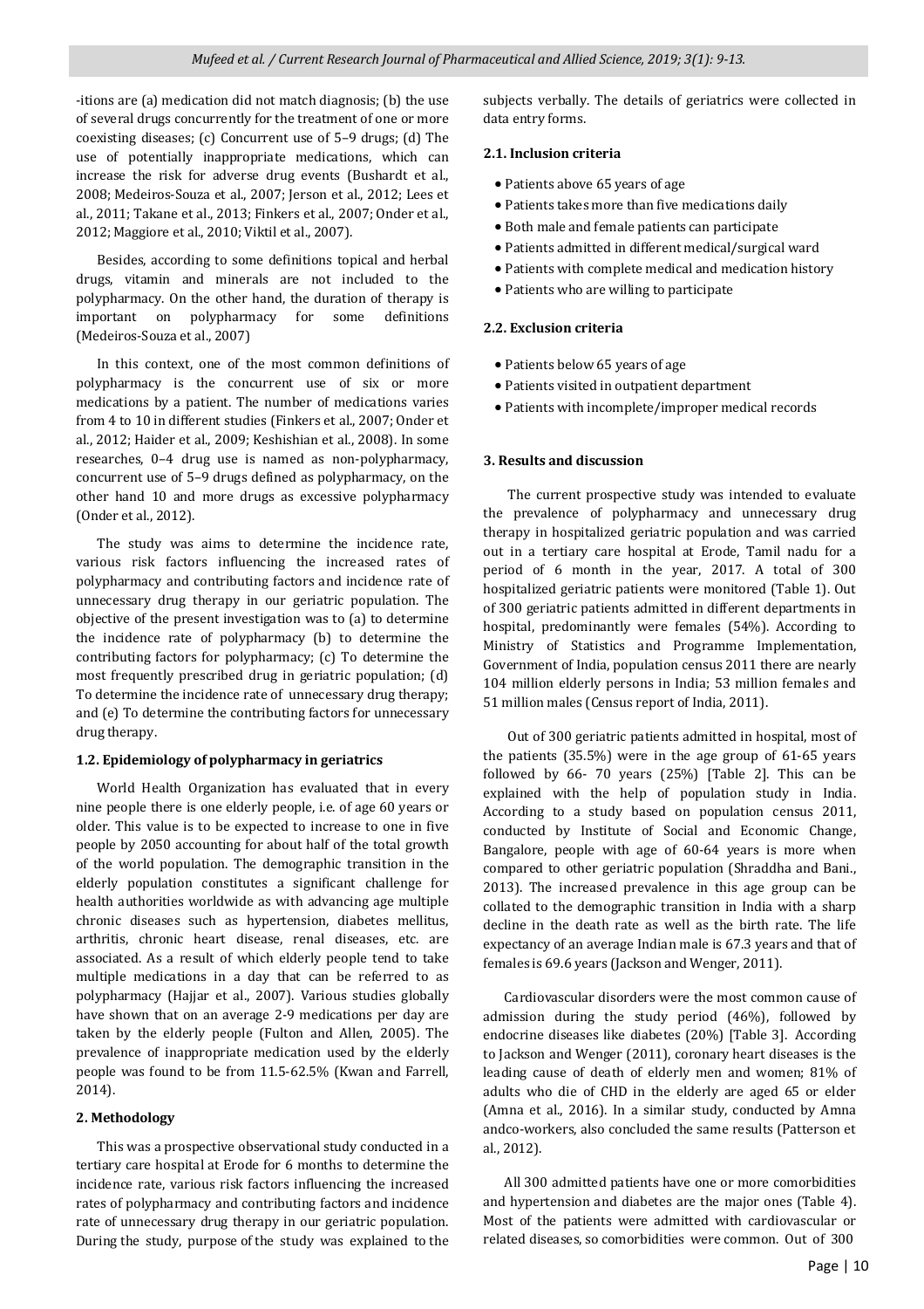-itions are (a) medication did not match diagnosis; (b) the use of several drugs concurrently for the treatment of one or more coexisting diseases; (c) Concurrent use of 5–9 drugs; (d) The use of potentially inappropriate medications, which can increase the risk for adverse drug events (Bushardt et al., 2008; Medeiros-Souza et al., 2007; Jerson et al., 2012; Lees et al., 2011; Takane et al., 2013; Finkers et al., 2007; Onder et al., 2012; Maggiore et al., 2010; Viktil et al., 2007).

Besides, according to some definitions topical and herbal drugs, vitamin and minerals are not included to the polypharmacy. On the other hand, the duration of therapy is important on polypharmacy for some definitions (Medeiros-Souza et al., 2007)

In this context, one of the most common definitions of polypharmacy is the concurrent use of six or more medications by a patient. The number of medications varies from 4 to 10 in different studies (Finkers et al., 2007; Onder et al., 2012; Haider et al., 2009; Keshishian et al., 2008). In some researches, 0–4 drug use is named as non-polypharmacy, concurrent use of 5–9 drugs defined as polypharmacy, on the other hand 10 and more drugs as excessive polypharmacy (Onder et al., 2012).

The study was aims to determine the incidence rate, various risk factors influencing the increased rates of polypharmacy and contributing factors and incidence rate of unnecessary drug therapy in our geriatric population. The objective of the present investigation was to (a) to determine the incidence rate of polypharmacy (b) to determine the contributing factors for polypharmacy; (c) To determine the most frequently prescribed drug in geriatric population; (d) To determine the incidence rate of unnecessary drug therapy; and (e) To determine the contributing factors for unnecessary drug therapy.

### 1.2. Epidemiology of polypharmacy in geriatrics

World Health Organization has evaluated that in every nine people there is one elderly people, i.e. of age 60 years or older. This value is to be expected to increase to one in five people by 2050 accounting for about half of the total growth of the world population. The demographic transition in the elderly population constitutes a significant challenge for health authorities worldwide as with advancing age multiple chronic diseases such as hypertension, diabetes mellitus, arthritis, chronic heart disease, renal diseases, etc. are associated. As a result of which elderly people tend to take multiple medications in a day that can be referred to as polypharmacy (Hajjar et al., 2007). Various studies globally have shown that on an average 2-9 medications per day are taken by the elderly people (Fulton and Allen, 2005). The prevalence of inappropriate medication used by the elderly people was found to be from 11.5-62.5% (Kwan and Farrell, 2014).

## 2. Methodology

This was a prospective observational study conducted in a tertiary care hospital at Erode for 6 months to determine the incidence rate, various risk factors influencing the increased rates of polypharmacy and contributing factors and incidence rate of unnecessary drug therapy in our geriatric population. During the study, purpose of the study was explained to the subjects verbally. The details of geriatrics were collected in data entry forms.

### 2.1. Inclusion criteria

- Patients above 65 years of age
- Patients takes more than five medications daily
- Both male and female patients can participate
- Patients admitted in different medical/surgical ward
- Patients with complete medical and medication history
- Patients who are willing to participate

### 2.2. Exclusion criteria

- Patients below 65 years of age
- Patients visited in outpatient department
- Patients with incomplete/improper medical records

## 3. Results and discussion

The current prospective study was intended to evaluate the prevalence of polypharmacy and unnecessary drug therapy in hospitalized geriatric population and was carried out in a tertiary care hospital at Erode, Tamil nadu for a period of 6 month in the year, 2017. A total of 300 hospitalized geriatric patients were monitored (Table 1). Out of 300 geriatric patients admitted in different departments in hospital, predominantly were females (54%). According to Ministry of Statistics and Programme Implementation, Government of India, population census 2011 there are nearly 104 million elderly persons in India; 53 million females and 51 million males (Census report of India, 2011).

Out of 300 geriatric patients admitted in hospital, most of the patients (35.5%) were in the age group of 61-65 years followed by 66- 70 years (25%) [Table 2]. This can be explained with the help of population study in India. According to a study based on population census 2011, conducted by Institute of Social and Economic Change, Bangalore, people with age of 60-64 years is more when compared to other geriatric population (Shraddha and Bani., 2013). The increased prevalence in this age group can be collated to the demographic transition in India with a sharp decline in the death rate as well as the birth rate. The life expectancy of an average Indian male is 67.3 years and that of females is 69.6 years (Jackson and Wenger, 2011).

Cardiovascular disorders were the most common cause of admission during the study period (46%), followed by endocrine diseases like diabetes (20%) [Table 3]. According to Jackson and Wenger (2011), coronary heart diseases is the leading cause of death of elderly men and women; 81% of adults who die of CHD in the elderly are aged 65 or elder (Amna et al., 2016). In a similar study, conducted by Amna andco-workers, also concluded the same results (Patterson et al., 2012).

All 300 admitted patients have one or more comorbidities and hypertension and diabetes are the major ones (Table 4). Most of the patients were admitted with cardiovascular or related diseases, so comorbidities were common. Out of 300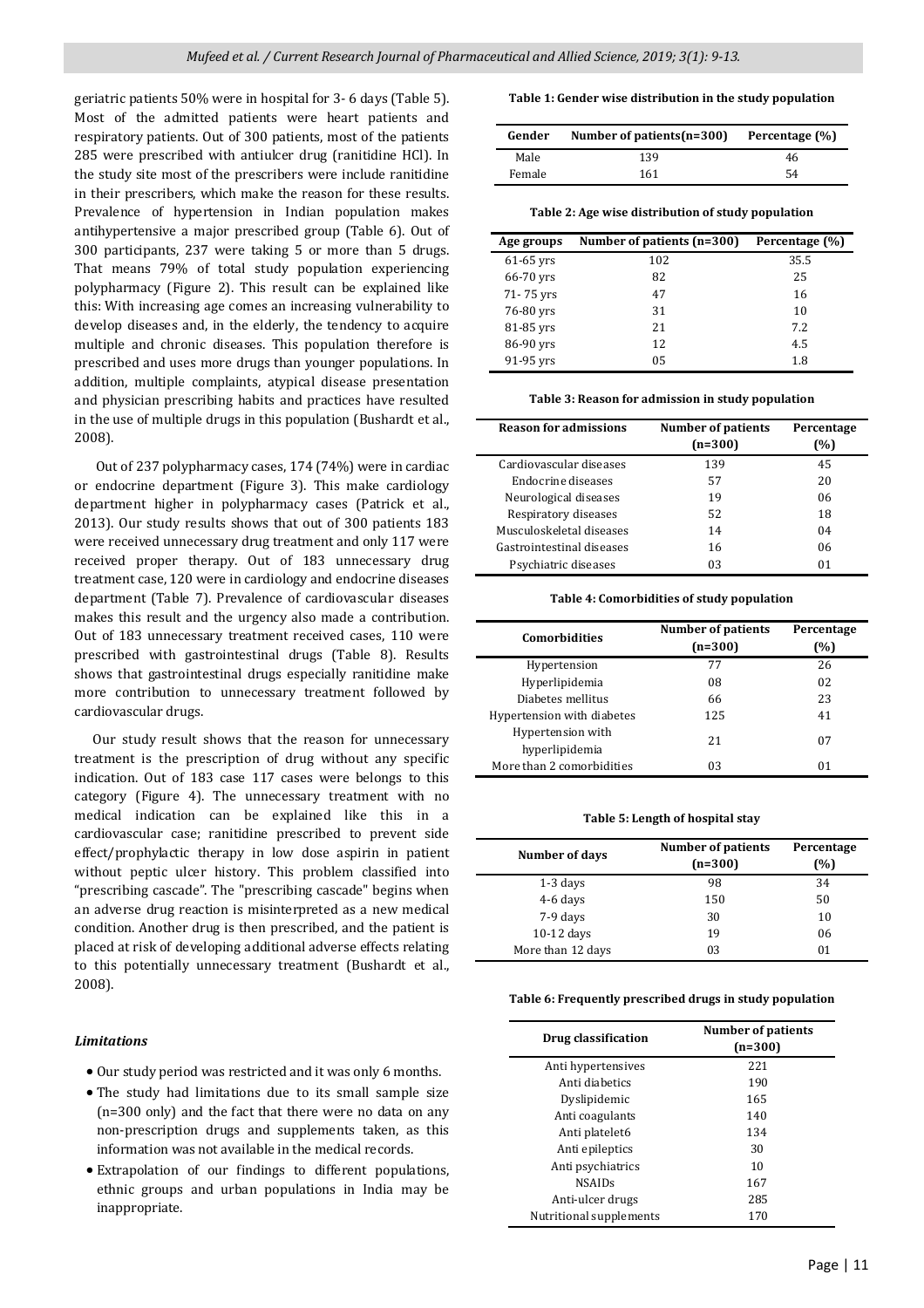geriatric patients 50% were in hospital for 3- 6 days (Table 5). Most of the admitted patients were heart patients and respiratory patients. Out of 300 patients, most of the patients 285 were prescribed with antiulcer drug (ranitidine HCl). In the study site most of the prescribers were include ranitidine in their prescribers, which make the reason for these results. Prevalence of hypertension in Indian population makes antihypertensive a major prescribed group (Table 6). Out of 300 participants, 237 were taking 5 or more than 5 drugs. That means 79% of total study population experiencing polypharmacy (Figure 2). This result can be explained like this: With increasing age comes an increasing vulnerability to develop diseases and, in the elderly, the tendency to acquire multiple and chronic diseases. This population therefore is prescribed and uses more drugs than younger populations. In addition, multiple complaints, atypical disease presentation and physician prescribing habits and practices have resulted in the use of multiple drugs in this population (Bushardt et al., 2008).

Out of 237 polypharmacy cases, 174 (74%) were in cardiac or endocrine department (Figure 3). This make cardiology department higher in polypharmacy cases (Patrick et al., 2013). Our study results shows that out of 300 patients 183 were received unnecessary drug treatment and only 117 were received proper therapy. Out of 183 unnecessary drug treatment case, 120 were in cardiology and endocrine diseases department (Table 7). Prevalence of cardiovascular diseases makes this result and the urgency also made a contribution. Out of 183 unnecessary treatment received cases, 110 were prescribed with gastrointestinal drugs (Table 8). Results shows that gastrointestinal drugs especially ranitidine make more contribution to unnecessary treatment followed by cardiovascular drugs.

Our study result shows that the reason for unnecessary treatment is the prescription of drug without any specific indication. Out of 183 case 117 cases were belongs to this category (Figure 4). The unnecessary treatment with no medical indication can be explained like this in a cardiovascular case; ranitidine prescribed to prevent side effect/prophylactic therapy in low dose aspirin in patient without peptic ulcer history. This problem classified into "prescribing cascade". The "prescribing cascade" begins when an adverse drug reaction is misinterpreted as a new medical condition. Another drug is then prescribed, and the patient is placed at risk of developing additional adverse effects relating to this potentially unnecessary treatment (Bushardt et al., 2008).

### *Limitations*

- Our study period was restricted and it was only 6 months.
- The study had limitations due to its small sample size (n=300 only) and the fact that there were no data on any non-prescription drugs and supplements taken, as this information was not available in the medical records.
- Extrapolation of our findings to different populations, ethnic groups and urban populations in India may be inappropriate.

**Table 1: Gender wise distribution in the study population**

| Gender | Number of patients(n=300) | Percentage (%) |
|---|---|---|
| Male | 139 | 46 |
| Female | 161 | 54 |

**Table 2: Age wise distribution of study population**

| Age groups | Number of patients (n=300) | Percentage (%) |
|---|---|---|
| 61-65 yrs | 102 | 35.5 |
| 66-70 yrs | 82 | 25 |
| 71- 75 yrs | 47 | 16 |
| 76-80 yrs | 31 | 10 |
| 81-85 yrs | 21 | 7.2 |
| 86-90 yrs | 12 | 4.5 |
| 91-95 yrs | 05 | 1.8 |

**Table 3: Reason for admission in study population**

| Reason for admissions | Number of patients (n=300) | Percentage (%) |
|---|---|---|
| Cardiovascular diseases | 139 | 45 |
| Endocrine diseases | 57 | 20 |
| Neurological diseases | 19 | 06 |
| Respiratory diseases | 52 | 18 |
| Musculoskeletal diseases | 14 | 04 |
| Gastrointestinal diseases | 16 | 06 |
| Psychiatric diseases | 03 | 01 |

**Table 4: Comorbidities of study population**

| Comorbidities | Number of patients (n=300) | Percentage (%) |
|---|---|---|
| Hypertension | 77 | 26 |
| Hyperlipidemia | 08 | 02 |
| Diabetes mellitus | 66 | 23 |
| Hypertension with diabetes | 125 | 41 |
| Hypertension with hyperlipidemia | 21 | 07 |
| More than 2 comorbidities | 03 | 01 |

**Table 5: Length of hospital stay**

| Number of days | Number of patients (n=300) | Percentage (%) |
|---|---|---|
| 1-3 days | 98 | 34 |
| 4-6 days | 150 | 50 |
| 7-9 days | 30 | 10 |
| 10-12 days | 19 | 06 |
| More than 12 days | 03 | 01 |

**Table 6: Frequently prescribed drugs in study population**

| Drug classification | Number of patients (n=300) |
|---|---|
| Anti hypertensives | 221 |
| Anti diabetics | 190 |
| Dyslipidemic | 165 |
| Anti coagulants | 140 |
| Anti platelet6 | 134 |
| Anti epileptics | 30 |
| Anti psychiatrics | 10 |
| NSAIDs | 167 |
| Anti-ulcer drugs | 285 |
| Nutritional supplements | 170 |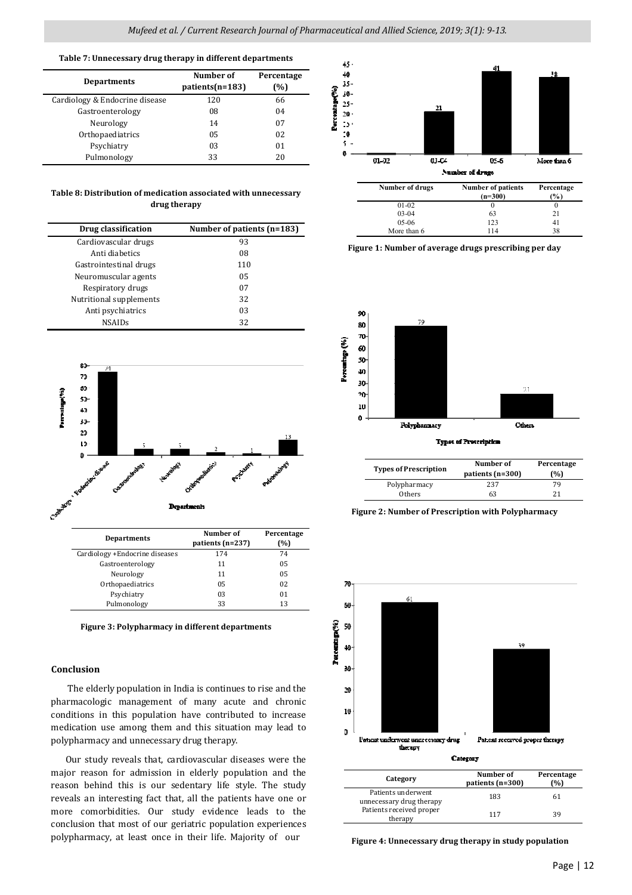**Table 7: Unnecessary drug therapy in different departments**

| Departments | Number of patients(n=183) | Percentage (%) |
|---|---|---|
| Cardiology & Endocrine disease | 120 | 66 |
| Gastroenterology | 08 | 04 |
| Neurology | 14 | 07 |
| Orthopaediatrics | 05 | 02 |
| Psychiatry | 03 | 01 |
| Pulmonology | 33 | 20 |

**Table 8: Distribution of medication associated with unnecessary drug therapy**

| Drug classification | Number of patients (n=183) |
|---|---|
| Cardiovascular drugs | 93 |
| Anti diabetics | 08 |
| Gastrointestinal drugs | 110 |
| Neuromuscular agents | 05 |
| Respiratory drugs | 07 |
| Nutritional supplements | 32 |
| Anti psychiatrics | 03 |
| NSAIDs | 32 |

| Departments | Number of patients (n=237) | Percentage (%) |
|---|---|---|
| Cardiology +Endocrine diseases | 174 | 74 |
| Gastroenterology | 11 | 05 |
| Neurology | 11 | 05 |
| Orthopaediatrics | 05 | 02 |
| Psychiatry | 03 | 01 |
| Pulmonology | 33 | 13 |

**Figure 3: Polypharmacy in different departments**

## Conclusion

The elderly population in India is continues to rise and the pharmacologic management of many acute and chronic conditions in this population have contributed to increase medication use among them and this situation may lead to polypharmacy and unnecessary drug therapy.

Our study reveals that, cardiovascular diseases were the major reason for admission in elderly population and the reason behind this is our sedentary life style. The study reveals an interesting fact that, all the patients have one or more comorbidities. Our study evidence leads to the conclusion that most of our geriatric population experiences polypharmacy, at least once in their life. Majority of our

| Number of drugs | Number of patients (n=300) | Percentage (%) |
|---|---|---|
| 01-02 | 0 | 0 |
| 03-04 | 63 | 21 |
| 05-06 | 123 | 41 |
| More than 6 | 114 | 38 |

**Figure 1: Number of average drugs prescribing per day**

| Types of Prescription | Number of patients (n=300) | Percentage (%) |
|---|---|---|
| Polypharmacy | 237 | 79 |
| Others | 63 | 21 |

**Figure 2: Number of Prescription with Polypharmacy**

| Category | Number of patients (n=300) | Percentage (%) |
|---|---|---|
| Patients underwent unnecessary drug therapy | 183 | 61 |
| Patients received proper therapy | 117 | 39 |

**Figure 4: Unnecessary drug therapy in study population**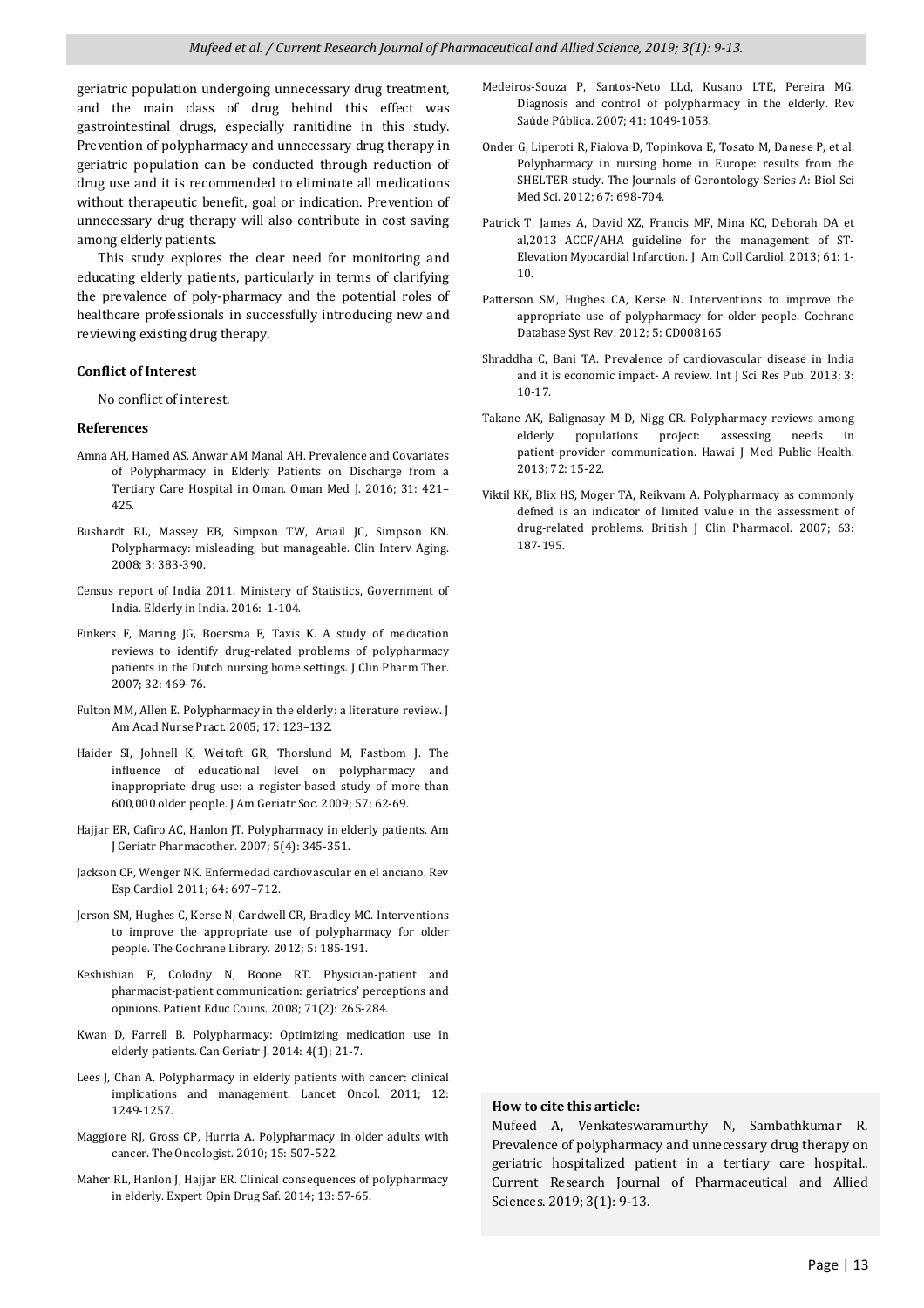geriatric population undergoing unnecessary drug treatment, and the main class of drug behind this effect was gastrointestinal drugs, especially ranitidine in this study. Prevention of polypharmacy and unnecessary drug therapy in geriatric population can be conducted through reduction of drug use and it is recommended to eliminate all medications without therapeutic benefit, goal or indication. Prevention of unnecessary drug therapy will also contribute in cost saving among elderly patients.

This study explores the clear need for monitoring and educating elderly patients, particularly in terms of clarifying the prevalence of poly-pharmacy and the potential roles of healthcare professionals in successfully introducing new and reviewing existing drug therapy.

#### Conflict of Interest

No conflict of interest.

#### References

Amna AH, Hamed AS, Anwar AM Manal AH. Prevalence and Covariates of Polypharmacy in Elderly Patients on Discharge from a Tertiary Care Hospital in Oman. Oman Med J. 2016; 31: 421–425.

Bushardt RL, Massey EB, Simpson TW, Ariail JC, Simpson KN. Polypharmacy: misleading, but manageable. Clin Interv Aging. 2008; 3: 383-390.

Census report of India 2011. Ministery of Statistics, Government of India. Elderly in India. 2016: 1-104.

Finkers F, Maring JG, Boersma F, Taxis K. A study of medication reviews to identify drug-related problems of polypharmacy patients in the Dutch nursing home settings. J Clin Pharm Ther. 2007; 32: 469-76.

Fulton MM, Allen E. Polypharmacy in the elderly: a literature review. J Am Acad Nurse Pract. 2005; 17: 123–132.

Haider SI, Johnell K, Weitoft GR, Thorslund M, Fastbom J. The influence of educational level on polypharmacy and inappropriate drug use: a register-based study of more than 600,000 older people. J Am Geriatr Soc. 2009; 57: 62-69.

Hajjar ER, Cafiro AC, Hanlon JT. Polypharmacy in elderly patients. Am J Geriatr Pharmacother. 2007; 5(4): 345-351.

Jackson CF, Wenger NK. Enfermedad cardiovascular en el anciano. Rev Esp Cardiol. 2011; 64: 697–712.

Jerson SM, Hughes C, Kerse N, Cardwell CR, Bradley MC. Interventions to improve the appropriate use of polypharmacy for older people. The Cochrane Library. 2012; 5: 185-191.

Keshishian F, Colodny N, Boone RT. Physician-patient and pharmacist-patient communication: geriatrics' perceptions and opinions. Patient Educ Couns. 2008; 71(2): 265-284.

Kwan D, Farrell B. Polypharmacy: Optimizing medication use in elderly patients. Can Geriatr J. 2014: 4(1); 21-7.

Lees J, Chan A. Polypharmacy in elderly patients with cancer: clinical implications and management. Lancet Oncol. 2011; 12: 1249-1257.

Maggiore RJ, Gross CP, Hurria A. Polypharmacy in older adults with cancer. The Oncologist. 2010; 15: 507-522.

Maher RL, Hanlon J, Hajjar ER. Clinical consequences of polypharmacy in elderly. Expert Opin Drug Saf. 2014; 13: 57-65.

Medeiros-Souza P, Santos-Neto LLd, Kusano LTE, Pereira MG. Diagnosis and control of polypharmacy in the elderly. Rev Saúde Pública. 2007; 41: 1049-1053.

Onder G, Liperoti R, Fialova D, Topinkova E, Tosato M, Danese P, et al. Polypharmacy in nursing home in Europe: results from the SHELTER study. The Journals of Gerontology Series A: Biol Sci Med Sci. 2012; 67: 698-704.

Patrick T, James A, David XZ, Francis MF, Mina KC, Deborah DA et al,2013 ACCF/AHA guideline for the management of ST-Elevation Myocardial Infarction. J Am Coll Cardiol. 2013; 61: 1-10.

Patterson SM, Hughes CA, Kerse N. Interventions to improve the appropriate use of polypharmacy for older people. Cochrane Database Syst Rev. 2012; 5: CD008165

Shraddha C, Bani TA. Prevalence of cardiovascular disease in India and it is economic impact- A review. Int J Sci Res Pub. 2013; 3: 10-17.

Takane AK, Balignasay M-D, Nigg CR. Polypharmacy reviews among elderly populations project: assessing needs in patient-provider communication. Hawai J Med Public Health. 2013; 72: 15-22.

Viktil KK, Blix HS, Moger TA, Reikvam A. Polypharmacy as commonly defned is an indicator of limited value in the assessment of drug-related problems. British J Clin Pharmacol. 2007; 63: 187-195.

**How to cite this article:**

Mufeed A, Venkateswaramurthy N, Sambathkumar R. Prevalence of polypharmacy and unnecessary drug therapy on geriatric hospitalized patient in a tertiary care hospital.. Current Research Journal of Pharmaceutical and Allied Sciences. 2019; 3(1): 9-13.